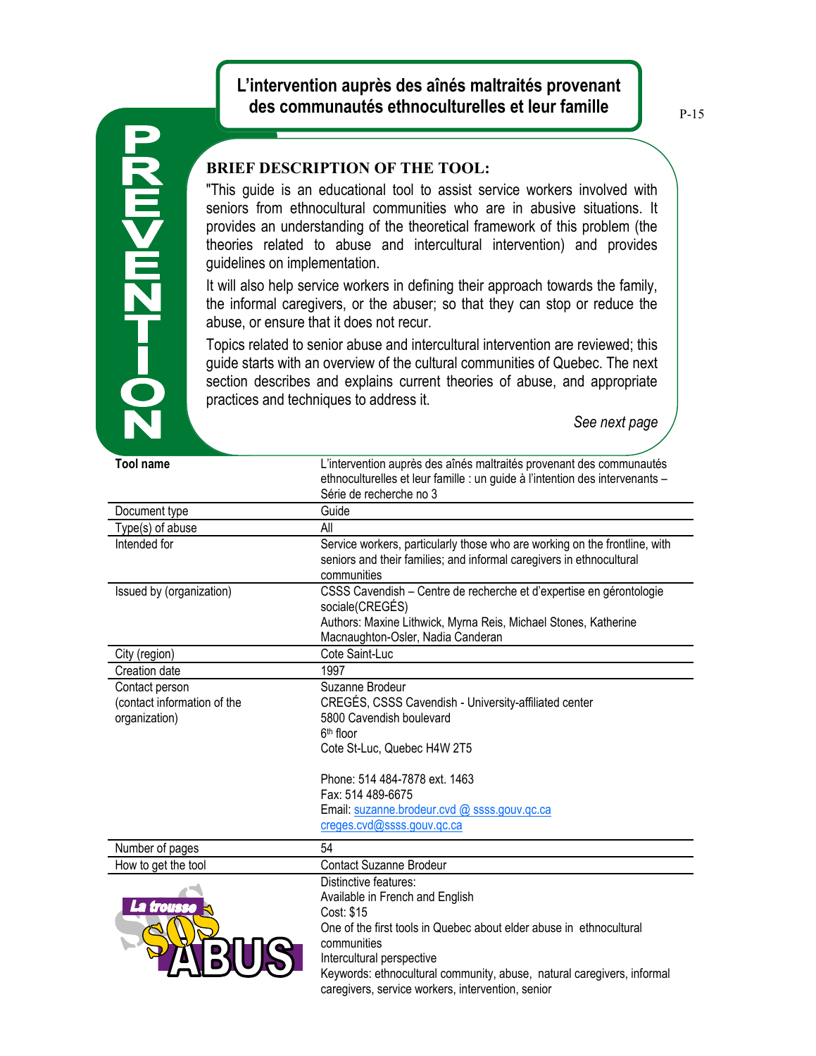# L'intervention auprès des aînés maltraités provenant des communautés ethnoculturelles et leur famille

PREVENTION

### BRIEF DESCRIPTION OF THE TOOL:

"This guide is an educational tool to assist service workers involved with seniors from ethnocultural communities who are in abusive situations. It provides an understanding of the theoretical framework of this problem (the theories related to abuse and intercultural intervention) and provides guidelines on implementation.

It will also help service workers in defining their approach towards the family, the informal caregivers, or the abuser; so that they can stop or reduce the abuse, or ensure that it does not recur.

Topics related to senior abuse and intercultural intervention are reviewed; this guide starts with an overview of the cultural communities of Quebec. The next section describes and explains current theories of abuse, and appropriate practices and techniques to address it.

*See next page*

| **Tool name** | L'intervention auprès des aînés maltraités provenant des communautés ethnoculturelles et leur famille : un guide à l'intention des intervenants – Série de recherche no 3 |
|---|---|
| Document type | Guide |
| Type(s) of abuse | All |
| Intended for | Service workers, particularly those who are working on the frontline, with seniors and their families; and informal caregivers in ethnocultural communities |
| Issued by (organization) | CSSS Cavendish – Centre de recherche et d'expertise en gérontologie sociale(CREGÉS)<br>Authors: Maxine Lithwick, Myrna Reis, Michael Stones, Katherine Macnaughton-Osler, Nadia Canderan |
| City (region) | Cote Saint-Luc |
| Creation date | 1997 |
| Contact person (contact information of the organization) | Suzanne Brodeur<br>CREGÉS, CSSS Cavendish - University-affiliated center<br>5800 Cavendish boulevard<br>6th floor<br>Cote St-Luc, Quebec H4W 2T5<br><br>Phone: 514 484-7878 ext. 1463<br>Fax: 514 489-6675<br>Email: suzanne.brodeur.cvd @ ssss.gouv.qc.ca<br>creges.cvd@ssss.gouv.qc.ca |
| Number of pages | 54 |
| How to get the tool | Contact Suzanne Brodeur |
| | Distinctive features:<br>Available in French and English<br>Cost: $15<br>One of the first tools in Quebec about elder abuse in ethnocultural communities<br>Intercultural perspective<br>Keywords: ethnocultural community, abuse, natural caregivers, informal caregivers, service workers, intervention, senior |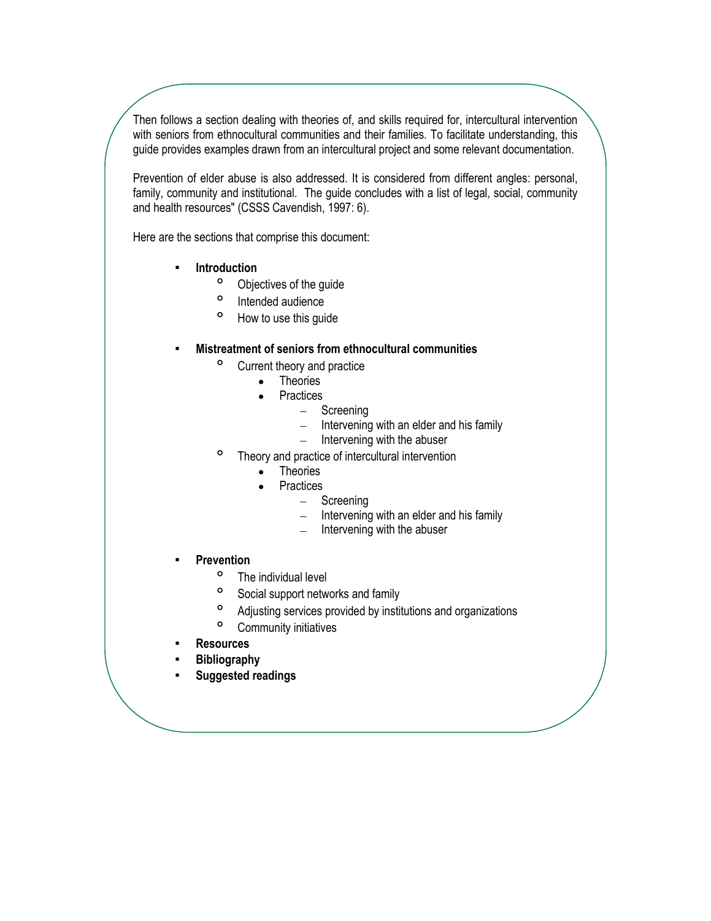Then follows a section dealing with theories of, and skills required for, intercultural intervention with seniors from ethnocultural communities and their families. To facilitate understanding, this guide provides examples drawn from an intercultural project and some relevant documentation.

Prevention of elder abuse is also addressed. It is considered from different angles: personal, family, community and institutional. The guide concludes with a list of legal, social, community and health resources" (CSSS Cavendish, 1997: 6).

Here are the sections that comprise this document:

- **Introduction**
  - Objectives of the guide
  - Intended audience
  - How to use this guide

- **Mistreatment of seniors from ethnocultural communities**
  - Current theory and practice
    - Theories
    - Practices
      - Screening
      - Intervening with an elder and his family
      - Intervening with the abuser
  - Theory and practice of intercultural intervention
    - Theories
    - Practices
      - Screening
      - Intervening with an elder and his family
      - Intervening with the abuser

- **Prevention**
  - The individual level
  - Social support networks and family
  - Adjusting services provided by institutions and organizations
  - Community initiatives
- **Resources**
- **Bibliography**
- **Suggested readings**